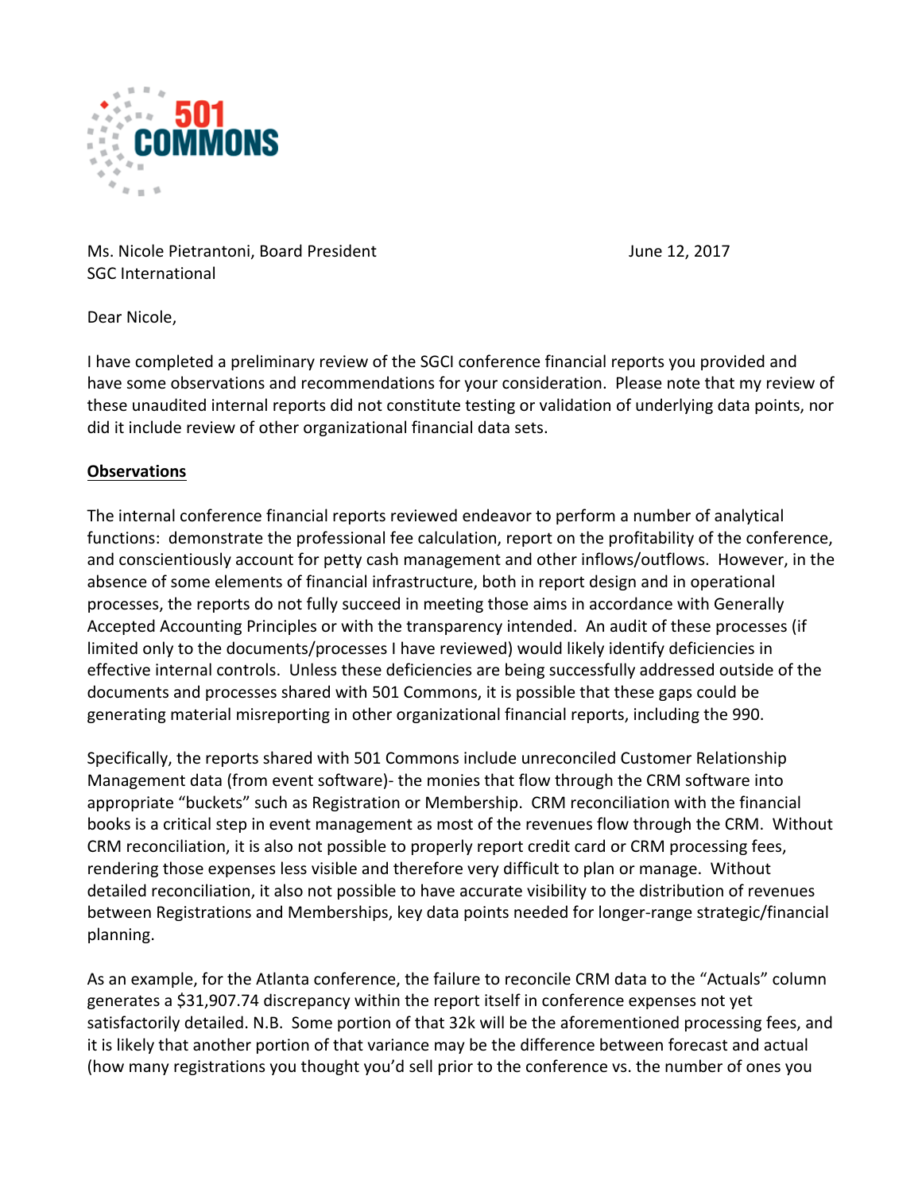Ms. Nicole Pietrantoni, Board President
SGC International

June 12, 2017

Dear Nicole,

I have completed a preliminary review of the SGCI conference financial reports you provided and have some observations and recommendations for your consideration. Please note that my review of these unaudited internal reports did not constitute testing or validation of underlying data points, nor did it include review of other organizational financial data sets.

**Observations**

The internal conference financial reports reviewed endeavor to perform a number of analytical functions: demonstrate the professional fee calculation, report on the profitability of the conference, and conscientiously account for petty cash management and other inflows/outflows. However, in the absence of some elements of financial infrastructure, both in report design and in operational processes, the reports do not fully succeed in meeting those aims in accordance with Generally Accepted Accounting Principles or with the transparency intended. An audit of these processes (if limited only to the documents/processes I have reviewed) would likely identify deficiencies in effective internal controls. Unless these deficiencies are being successfully addressed outside of the documents and processes shared with 501 Commons, it is possible that these gaps could be generating material misreporting in other organizational financial reports, including the 990.

Specifically, the reports shared with 501 Commons include unreconciled Customer Relationship Management data (from event software)- the monies that flow through the CRM software into appropriate "buckets" such as Registration or Membership. CRM reconciliation with the financial books is a critical step in event management as most of the revenues flow through the CRM. Without CRM reconciliation, it is also not possible to properly report credit card or CRM processing fees, rendering those expenses less visible and therefore very difficult to plan or manage. Without detailed reconciliation, it also not possible to have accurate visibility to the distribution of revenues between Registrations and Memberships, key data points needed for longer-range strategic/financial planning.

As an example, for the Atlanta conference, the failure to reconcile CRM data to the "Actuals" column generates a $31,907.74 discrepancy within the report itself in conference expenses not yet satisfactorily detailed. N.B. Some portion of that 32k will be the aforementioned processing fees, and it is likely that another portion of that variance may be the difference between forecast and actual (how many registrations you thought you'd sell prior to the conference vs. the number of ones you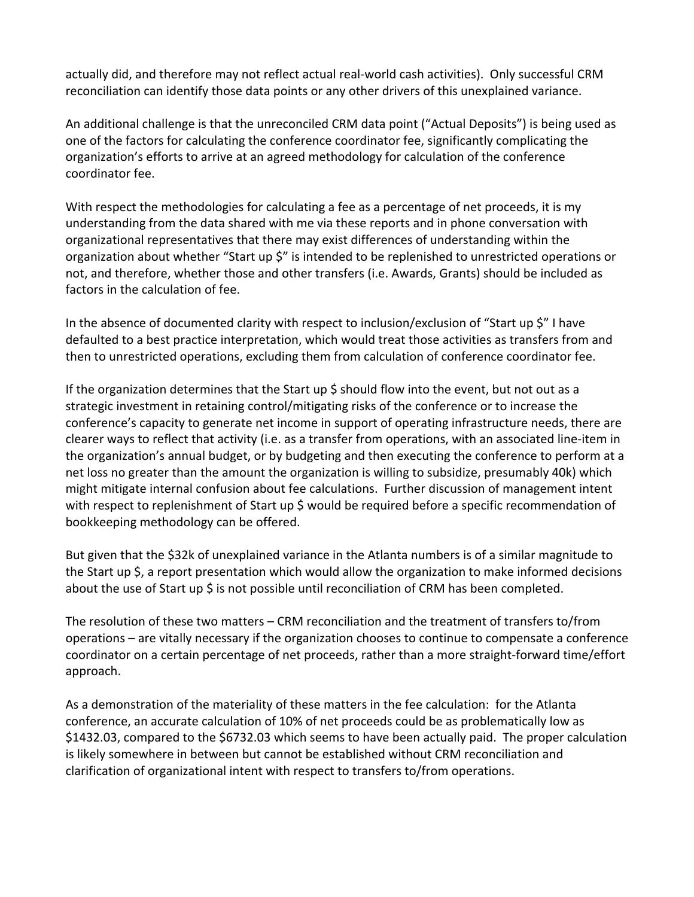actually did, and therefore may not reflect actual real-world cash activities). Only successful CRM reconciliation can identify those data points or any other drivers of this unexplained variance.

An additional challenge is that the unreconciled CRM data point ("Actual Deposits") is being used as one of the factors for calculating the conference coordinator fee, significantly complicating the organization's efforts to arrive at an agreed methodology for calculation of the conference coordinator fee.

With respect the methodologies for calculating a fee as a percentage of net proceeds, it is my understanding from the data shared with me via these reports and in phone conversation with organizational representatives that there may exist differences of understanding within the organization about whether "Start up $" is intended to be replenished to unrestricted operations or not, and therefore, whether those and other transfers (i.e. Awards, Grants) should be included as factors in the calculation of fee.

In the absence of documented clarity with respect to inclusion/exclusion of "Start up $" I have defaulted to a best practice interpretation, which would treat those activities as transfers from and then to unrestricted operations, excluding them from calculation of conference coordinator fee.

If the organization determines that the Start up $ should flow into the event, but not out as a strategic investment in retaining control/mitigating risks of the conference or to increase the conference's capacity to generate net income in support of operating infrastructure needs, there are clearer ways to reflect that activity (i.e. as a transfer from operations, with an associated line-item in the organization's annual budget, or by budgeting and then executing the conference to perform at a net loss no greater than the amount the organization is willing to subsidize, presumably 40k) which might mitigate internal confusion about fee calculations. Further discussion of management intent with respect to replenishment of Start up $ would be required before a specific recommendation of bookkeeping methodology can be offered.

But given that the $32k of unexplained variance in the Atlanta numbers is of a similar magnitude to the Start up $, a report presentation which would allow the organization to make informed decisions about the use of Start up $ is not possible until reconciliation of CRM has been completed.

The resolution of these two matters – CRM reconciliation and the treatment of transfers to/from operations – are vitally necessary if the organization chooses to continue to compensate a conference coordinator on a certain percentage of net proceeds, rather than a more straight-forward time/effort approach.

As a demonstration of the materiality of these matters in the fee calculation: for the Atlanta conference, an accurate calculation of 10% of net proceeds could be as problematically low as $1432.03, compared to the $6732.03 which seems to have been actually paid. The proper calculation is likely somewhere in between but cannot be established without CRM reconciliation and clarification of organizational intent with respect to transfers to/from operations.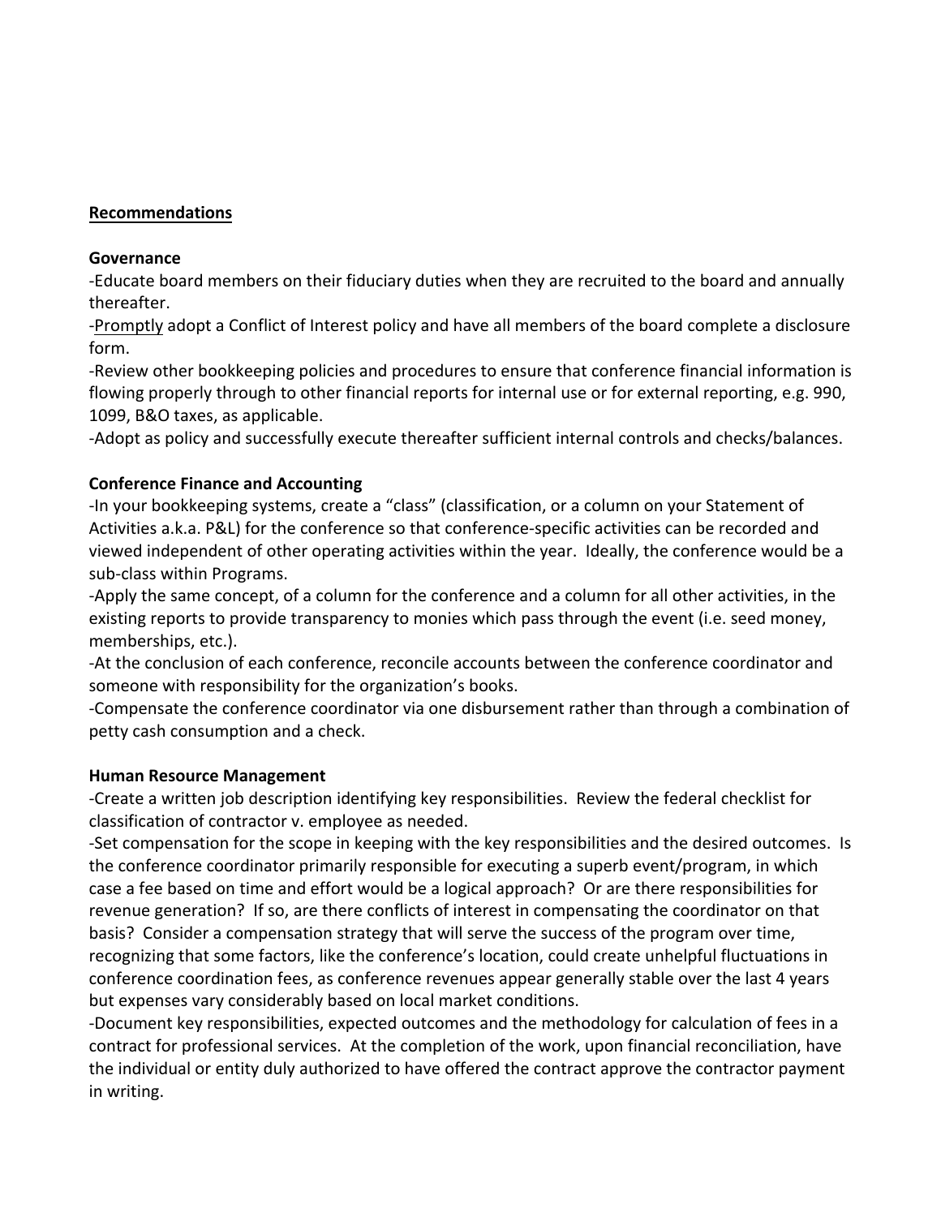## Recommendations

### Governance

-Educate board members on their fiduciary duties when they are recruited to the board and annually thereafter.

-Promptly adopt a Conflict of Interest policy and have all members of the board complete a disclosure form.

-Review other bookkeeping policies and procedures to ensure that conference financial information is flowing properly through to other financial reports for internal use or for external reporting, e.g. 990, 1099, B&O taxes, as applicable.

-Adopt as policy and successfully execute thereafter sufficient internal controls and checks/balances.

### Conference Finance and Accounting

-In your bookkeeping systems, create a "class" (classification, or a column on your Statement of Activities a.k.a. P&L) for the conference so that conference-specific activities can be recorded and viewed independent of other operating activities within the year. Ideally, the conference would be a sub-class within Programs.

-Apply the same concept, of a column for the conference and a column for all other activities, in the existing reports to provide transparency to monies which pass through the event (i.e. seed money, memberships, etc.).

-At the conclusion of each conference, reconcile accounts between the conference coordinator and someone with responsibility for the organization's books.

-Compensate the conference coordinator via one disbursement rather than through a combination of petty cash consumption and a check.

### Human Resource Management

-Create a written job description identifying key responsibilities. Review the federal checklist for classification of contractor v. employee as needed.

-Set compensation for the scope in keeping with the key responsibilities and the desired outcomes. Is the conference coordinator primarily responsible for executing a superb event/program, in which case a fee based on time and effort would be a logical approach? Or are there responsibilities for revenue generation? If so, are there conflicts of interest in compensating the coordinator on that basis? Consider a compensation strategy that will serve the success of the program over time, recognizing that some factors, like the conference's location, could create unhelpful fluctuations in conference coordination fees, as conference revenues appear generally stable over the last 4 years but expenses vary considerably based on local market conditions.

-Document key responsibilities, expected outcomes and the methodology for calculation of fees in a contract for professional services. At the completion of the work, upon financial reconciliation, have the individual or entity duly authorized to have offered the contract approve the contractor payment in writing.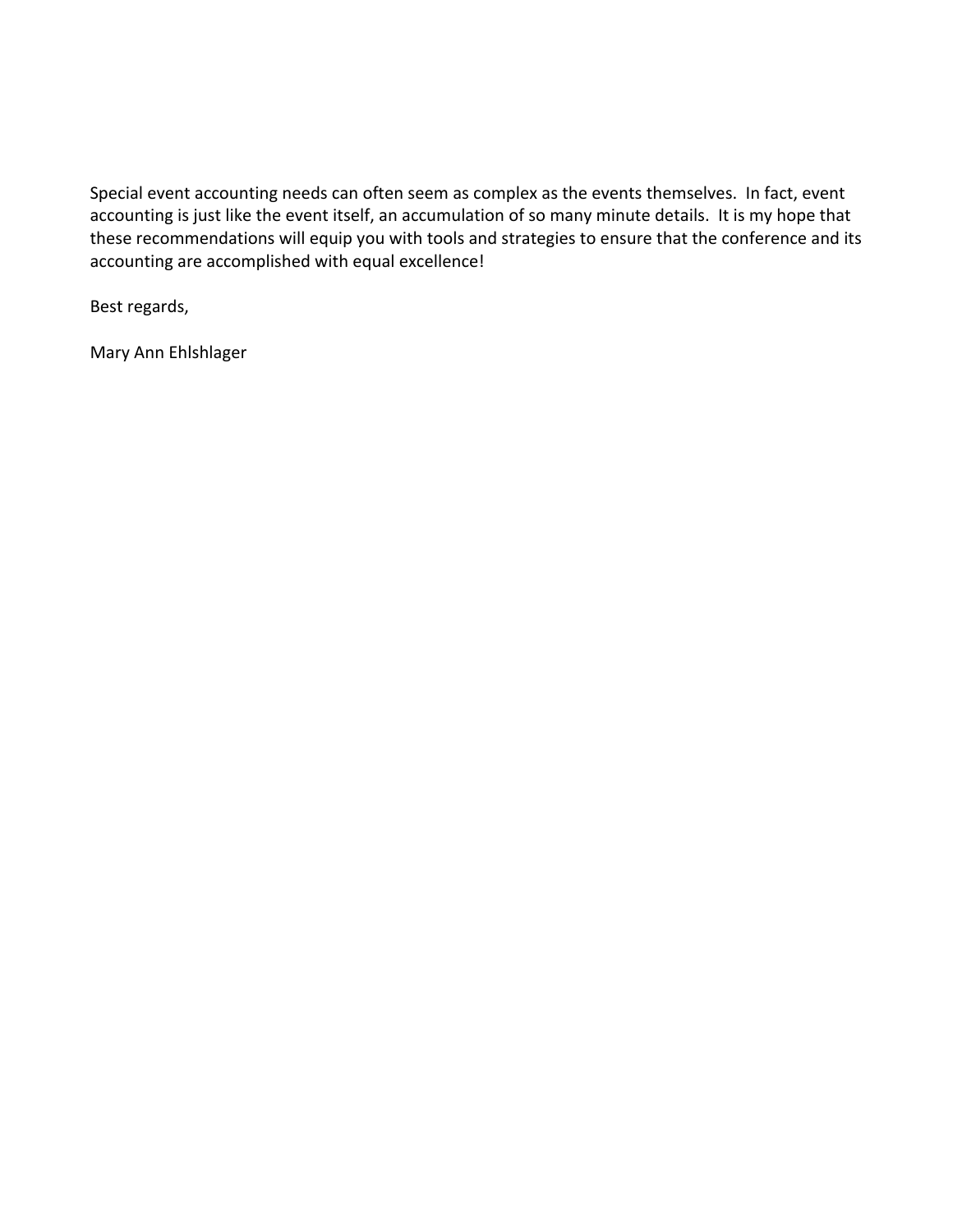Special event accounting needs can often seem as complex as the events themselves. In fact, event accounting is just like the event itself, an accumulation of so many minute details. It is my hope that these recommendations will equip you with tools and strategies to ensure that the conference and its accounting are accomplished with equal excellence!

Best regards,

Mary Ann Ehlshlager